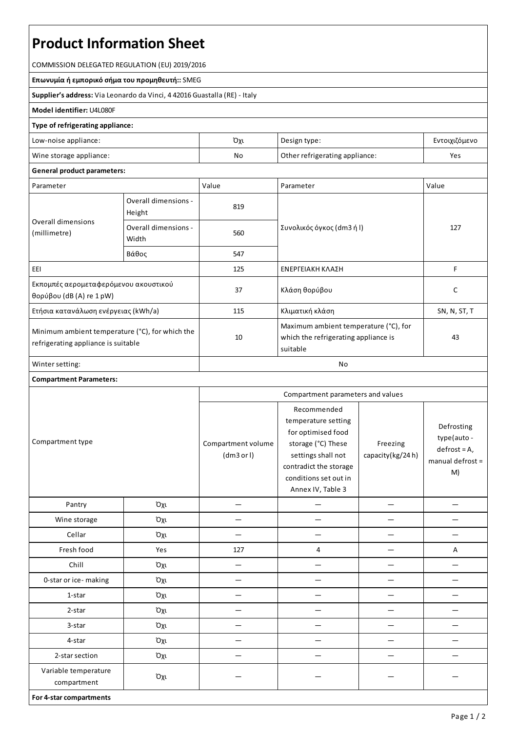# Product Information Sheet

COMMISSION DELEGATED REGULATION (EU) 2019/2016

**Επωνυμία ή εμπορικό σήμα του προμηθευτή::** SMEG

**Supplier's address:** Via Leonardo da Vinci, 4 42016 Guastalla (RE) - Italy

**Model identifier:** U4L080F

**Type of refrigerating appliance:**

| | | | |
|---|---|---|---|
| Low-noise appliance: | Όχι | Design type: | Εντοιχιζόμενο |
| Wine storage appliance: | No | Other refrigerating appliance: | Yes |

**General product parameters:**

| Parameter | | Value | Parameter | Value |
|---|---|---|---|---|
| Overall dimensions (millimetre) | Overall dimensions - Height | 819 | Συνολικός όγκος (dm3 ή l) | 127 |
| | Overall dimensions - Width | 560 | | |
| | Βάθος | 547 | | |
| EEI | | 125 | ΕΝΕΡΓΕΙΑΚΗ ΚΛΑΣΗ | F |
| Εκπομπές αερομεταφερόμενου ακουστικού θορύβου (dB (A) re 1 pW) | | 37 | Κλάση θορύβου | C |
| Ετήσια κατανάλωση ενέργειας (kWh/a) | | 115 | Κλιματική κλάση | SN, N, ST, T |
| Minimum ambient temperature (°C), for which the refrigerating appliance is suitable | | 10 | Maximum ambient temperature (°C), for which the refrigerating appliance is suitable | 43 |
| Winter setting: | | No | | |

**Compartment Parameters:**

| Compartment type | | Compartment parameters and values | | | |
|---|---|---|---|---|---|
| | | Compartment volume (dm3 or l) | Recommended temperature setting for optimised food storage (°C) These settings shall not contradict the storage conditions set out in Annex IV, Table 3 | Freezing capacity(kg/24 h) | Defrosting type(auto - defrost = A, manual defrost = M) |
| Pantry | Όχι | — | — | — | — |
| Wine storage | Όχι | — | — | — | — |
| Cellar | Όχι | — | — | — | — |
| Fresh food | Yes | 127 | 4 | — | A |
| Chill | Όχι | — | — | — | — |
| 0-star or ice- making | Όχι | — | — | — | — |
| 1-star | Όχι | — | — | — | — |
| 2-star | Όχι | — | — | — | — |
| 3-star | Όχι | — | — | — | — |
| 4-star | Όχι | — | — | — | — |
| 2-star section | Όχι | — | — | — | — |
| Variable temperature compartment | Όχι | — | — | — | — |

**For 4-star compartments**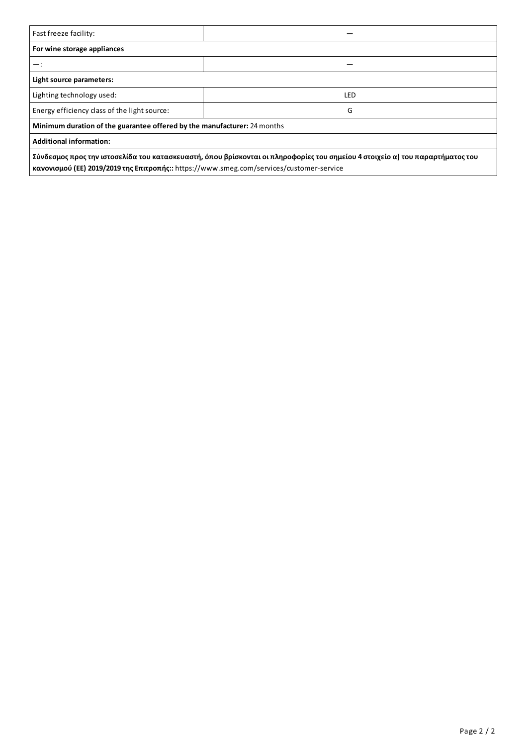| | |
|---|---|
| Fast freeze facility: | — |
| **For wine storage appliances** | |
| —: | — |
| **Light source parameters:** | |
| Lighting technology used: | LED |
| Energy efficiency class of the light source: | G |
| **Minimum duration of the guarantee offered by the manufacturer:** 24 months | |
| **Additional information:** | |
| **Σύνδεσμος προς την ιστοσελίδα του κατασκευαστή, όπου βρίσκονται οι πληροφορίες του σημείου 4 στοιχείο α) του παραρτήματος του κανονισμού (ΕΕ) 2019/2019 της Επιτροπής::** https://www.smeg.com/services/customer-service | |